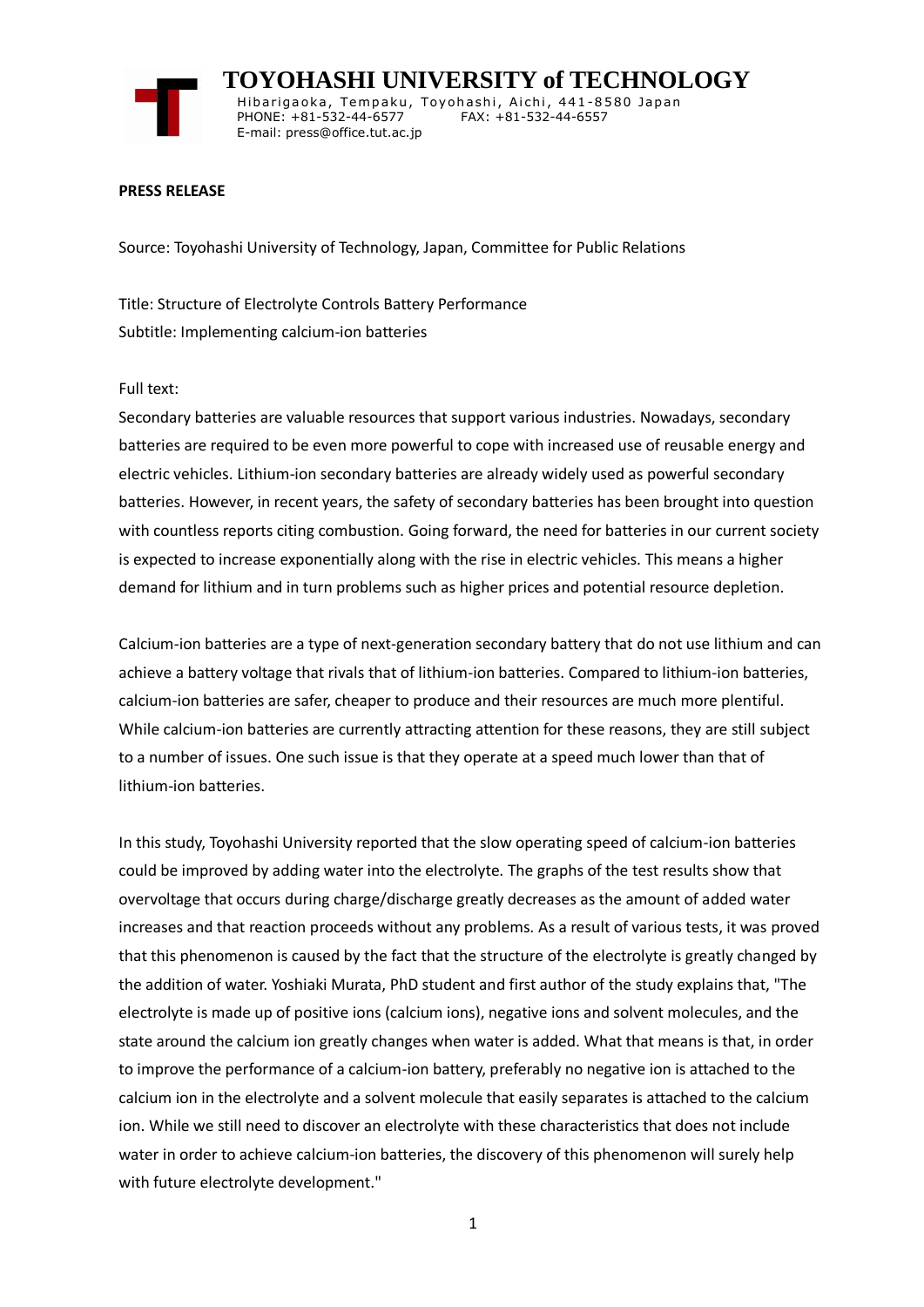# TOYOHASHI UNIVERSITY of TECHNOLOGY

Hibarigaoka, Tempaku, Toyohashi, Aichi, 441-8580 Japan
PHONE: +81-532-44-6577 FAX: +81-532-44-6557
E-mail: press@office.tut.ac.jp

**PRESS RELEASE**

Source: Toyohashi University of Technology, Japan, Committee for Public Relations

Title: Structure of Electrolyte Controls Battery Performance
Subtitle: Implementing calcium-ion batteries

Full text:
Secondary batteries are valuable resources that support various industries. Nowadays, secondary batteries are required to be even more powerful to cope with increased use of reusable energy and electric vehicles. Lithium-ion secondary batteries are already widely used as powerful secondary batteries. However, in recent years, the safety of secondary batteries has been brought into question with countless reports citing combustion. Going forward, the need for batteries in our current society is expected to increase exponentially along with the rise in electric vehicles. This means a higher demand for lithium and in turn problems such as higher prices and potential resource depletion.

Calcium-ion batteries are a type of next-generation secondary battery that do not use lithium and can achieve a battery voltage that rivals that of lithium-ion batteries. Compared to lithium-ion batteries, calcium-ion batteries are safer, cheaper to produce and their resources are much more plentiful. While calcium-ion batteries are currently attracting attention for these reasons, they are still subject to a number of issues. One such issue is that they operate at a speed much lower than that of lithium-ion batteries.

In this study, Toyohashi University reported that the slow operating speed of calcium-ion batteries could be improved by adding water into the electrolyte. The graphs of the test results show that overvoltage that occurs during charge/discharge greatly decreases as the amount of added water increases and that reaction proceeds without any problems. As a result of various tests, it was proved that this phenomenon is caused by the fact that the structure of the electrolyte is greatly changed by the addition of water. Yoshiaki Murata, PhD student and first author of the study explains that, "The electrolyte is made up of positive ions (calcium ions), negative ions and solvent molecules, and the state around the calcium ion greatly changes when water is added. What that means is that, in order to improve the performance of a calcium-ion battery, preferably no negative ion is attached to the calcium ion in the electrolyte and a solvent molecule that easily separates is attached to the calcium ion. While we still need to discover an electrolyte with these characteristics that does not include water in order to achieve calcium-ion batteries, the discovery of this phenomenon will surely help with future electrolyte development."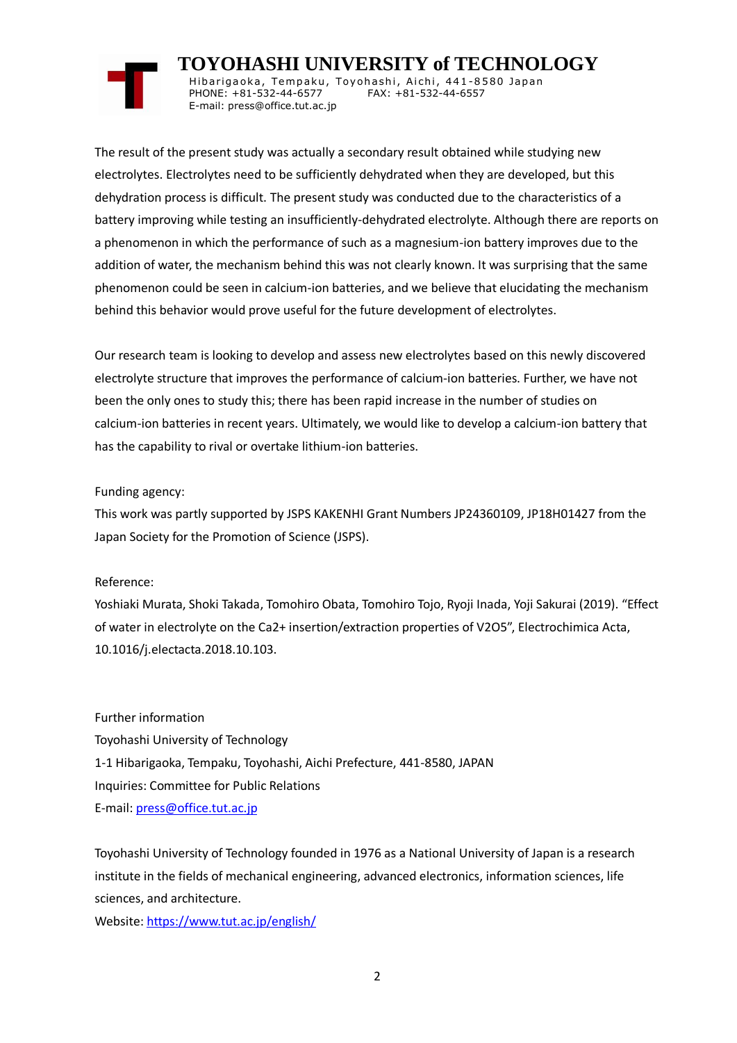The result of the present study was actually a secondary result obtained while studying new electrolytes. Electrolytes need to be sufficiently dehydrated when they are developed, but this dehydration process is difficult. The present study was conducted due to the characteristics of a battery improving while testing an insufficiently-dehydrated electrolyte. Although there are reports on a phenomenon in which the performance of such as a magnesium-ion battery improves due to the addition of water, the mechanism behind this was not clearly known. It was surprising that the same phenomenon could be seen in calcium-ion batteries, and we believe that elucidating the mechanism behind this behavior would prove useful for the future development of electrolytes.

Our research team is looking to develop and assess new electrolytes based on this newly discovered electrolyte structure that improves the performance of calcium-ion batteries. Further, we have not been the only ones to study this; there has been rapid increase in the number of studies on calcium-ion batteries in recent years. Ultimately, we would like to develop a calcium-ion battery that has the capability to rival or overtake lithium-ion batteries.

Funding agency:

This work was partly supported by JSPS KAKENHI Grant Numbers JP24360109, JP18H01427 from the Japan Society for the Promotion of Science (JSPS).

Reference:

Yoshiaki Murata, Shoki Takada, Tomohiro Obata, Tomohiro Tojo, Ryoji Inada, Yoji Sakurai (2019). "Effect of water in electrolyte on the $Ca^{2+}$ insertion/extraction properties of $V_2O_5$", Electrochimica Acta, 10.1016/j.electacta.2018.10.103.

Further information

Toyohashi University of Technology

1-1 Hibarigaoka, Tempaku, Toyohashi, Aichi Prefecture, 441-8580, JAPAN

Inquiries: Committee for Public Relations

E-mail: press@office.tut.ac.jp

Toyohashi University of Technology founded in 1976 as a National University of Japan is a research institute in the fields of mechanical engineering, advanced electronics, information sciences, life sciences, and architecture.

Website: https://www.tut.ac.jp/english/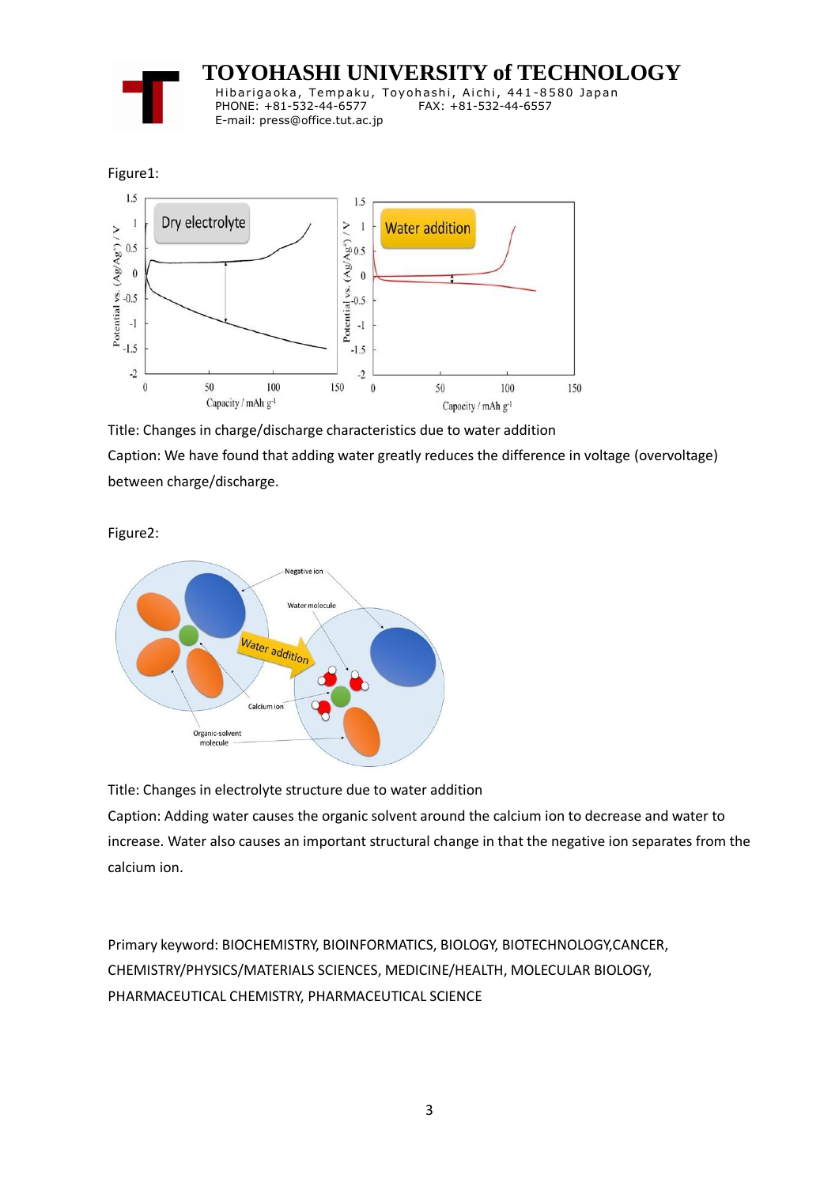**TOYOHASHI UNIVERSITY of TECHNOLOGY**

Hibarigaoka, Tempaku, Toyohashi, Aichi, 441-8580 Japan
PHONE: +81-532-44-6577 FAX: +81-532-44-6557
E-mail: press@office.tut.ac.jp

Figure1:

Dry electrolyte

Potential vs. (Ag/Ag$^{+}$) / V

1.5
1
0.5
0
-0.5
-1
-1.5
-2

0
50
100
150

Capacity / mAh g$^{-1}$

Water addition

Potential vs. (Ag/Ag$^{+}$) / V

1.5
1
0.5
0
-0.5
-1
-1.5
-2

0
50
100
150

Capacity / mAh g$^{-1}$

Title: Changes in charge/discharge characteristics due to water addition

Caption: We have found that adding water greatly reduces the difference in voltage (overvoltage) between charge/discharge.

Figure2:

Negative ion

Water molecule

Water addition

Calcium ion

Organic-solvent molecule

Title: Changes in electrolyte structure due to water addition

Caption: Adding water causes the organic solvent around the calcium ion to decrease and water to increase. Water also causes an important structural change in that the negative ion separates from the calcium ion.

Primary keyword: BIOCHEMISTRY, BIOINFORMATICS, BIOLOGY, BIOTECHNOLOGY,CANCER, CHEMISTRY/PHYSICS/MATERIALS SCIENCES, MEDICINE/HEALTH, MOLECULAR BIOLOGY, PHARMACEUTICAL CHEMISTRY, PHARMACEUTICAL SCIENCE